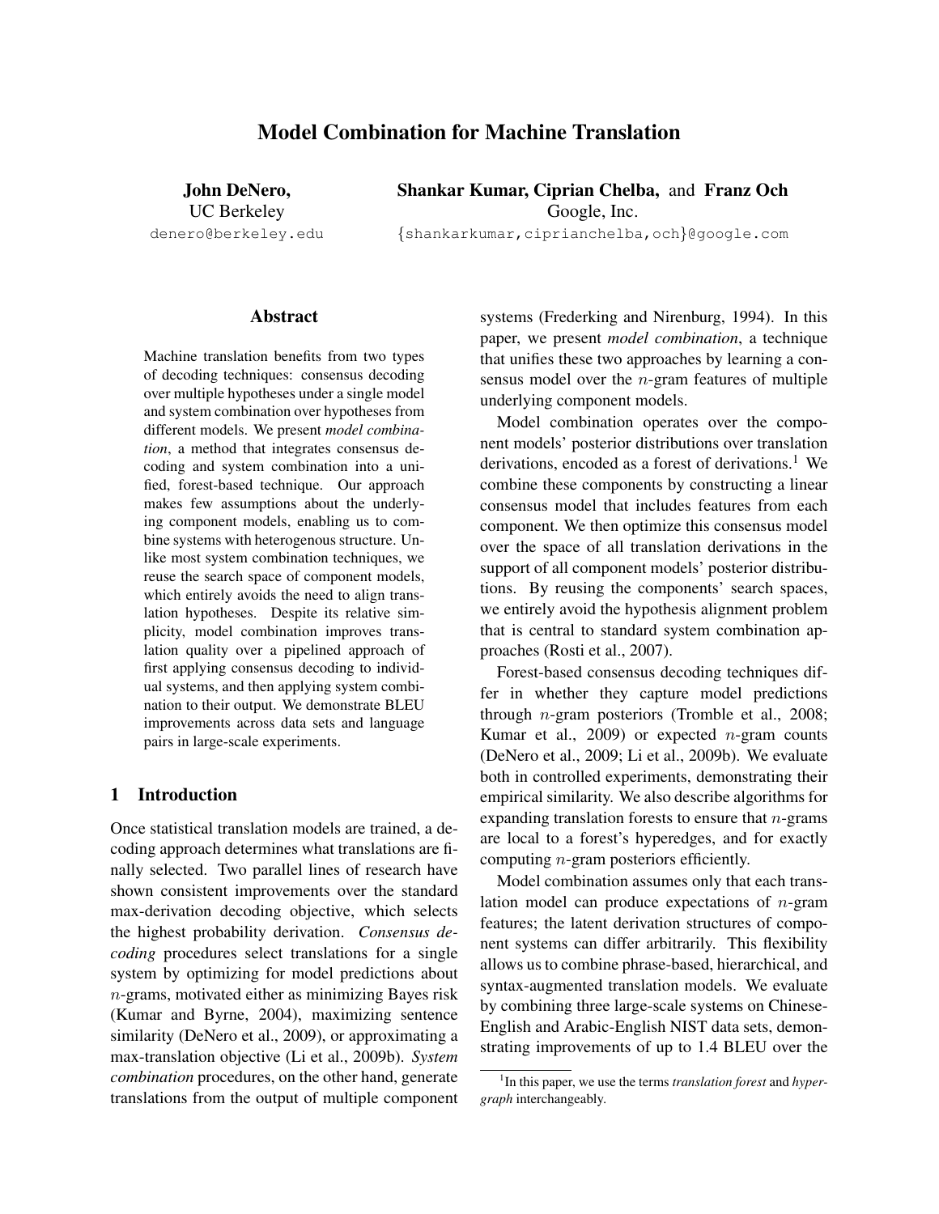# Model Combination for Machine Translation

**John DeNero,**
UC Berkeley
denero@berkeley.edu

**Shankar Kumar, Ciprian Chelba,** and **Franz Och**
Google, Inc.
{shankarkumar,ciprianchelba,och}@google.com

## Abstract

Machine translation benefits from two types of decoding techniques: consensus decoding over multiple hypotheses under a single model and system combination over hypotheses from different models. We present *model combination*, a method that integrates consensus decoding and system combination into a unified, forest-based technique. Our approach makes few assumptions about the underlying component models, enabling us to combine systems with heterogenous structure. Unlike most system combination techniques, we reuse the search space of component models, which entirely avoids the need to align translation hypotheses. Despite its relative simplicity, model combination improves translation quality over a pipelined approach of first applying consensus decoding to individual systems, and then applying system combination to their output. We demonstrate BLEU improvements across data sets and language pairs in large-scale experiments.

## 1 Introduction

Once statistical translation models are trained, a decoding approach determines what translations are finally selected. Two parallel lines of research have shown consistent improvements over the standard max-derivation decoding objective, which selects the highest probability derivation. *Consensus decoding* procedures select translations for a single system by optimizing for model predictions about $n$-grams, motivated either as minimizing Bayes risk (Kumar and Byrne, 2004), maximizing sentence similarity (DeNero et al., 2009), or approximating a max-translation objective (Li et al., 2009b). *System combination* procedures, on the other hand, generate translations from the output of multiple component systems (Frederking and Nirenburg, 1994). In this paper, we present *model combination*, a technique that unifies these two approaches by learning a consensus model over the $n$-gram features of multiple underlying component models.

Model combination operates over the component models' posterior distributions over translation derivations, encoded as a forest of derivations.[1] We combine these components by constructing a linear consensus model that includes features from each component. We then optimize this consensus model over the space of all translation derivations in the support of all component models' posterior distributions. By reusing the components' search spaces, we entirely avoid the hypothesis alignment problem that is central to standard system combination approaches (Rosti et al., 2007).

Forest-based consensus decoding techniques differ in whether they capture model predictions through $n$-gram posteriors (Tromble et al., 2008; Kumar et al., 2009) or expected $n$-gram counts (DeNero et al., 2009; Li et al., 2009b). We evaluate both in controlled experiments, demonstrating their empirical similarity. We also describe algorithms for expanding translation forests to ensure that $n$-grams are local to a forest's hyperedges, and for exactly computing $n$-gram posteriors efficiently.

Model combination assumes only that each translation model can produce expectations of $n$-gram features; the latent derivation structures of component systems can differ arbitrarily. This flexibility allows us to combine phrase-based, hierarchical, and syntax-augmented translation models. We evaluate by combining three large-scale systems on Chinese-English and Arabic-English NIST data sets, demonstrating improvements of up to 1.4 BLEU over the

[1] In this paper, we use the terms *translation forest* and *hypergraph* interchangeably.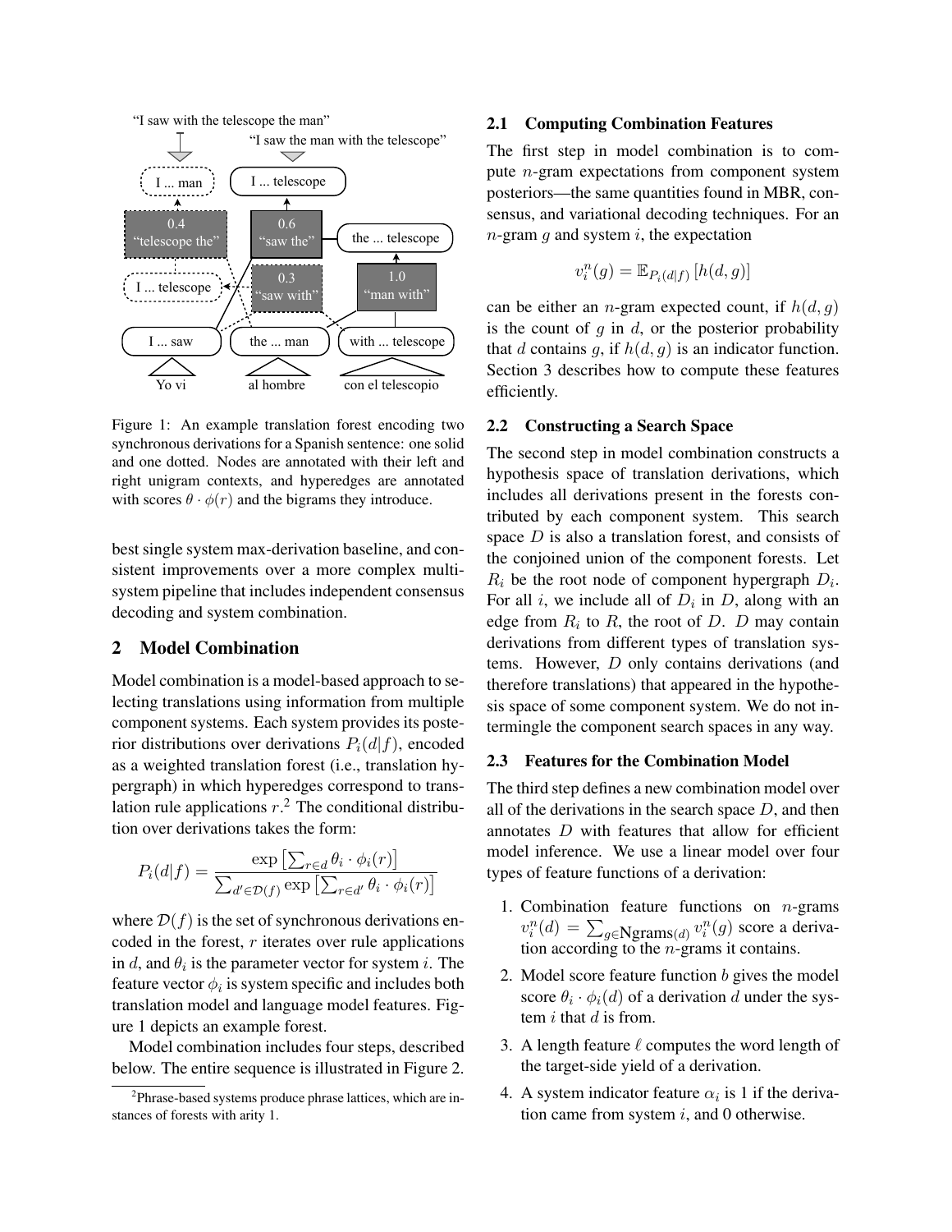Figure 1: An example translation forest encoding two synchronous derivations for a Spanish sentence: one solid and one dotted. Nodes are annotated with their left and right unigram contexts, and hyperedges are annotated with scores $\theta \cdot \phi(r)$ and the bigrams they introduce.

best single system max-derivation baseline, and consistent improvements over a more complex multi-system pipeline that includes independent consensus decoding and system combination.

## 2 Model Combination

Model combination is a model-based approach to selecting translations using information from multiple component systems. Each system provides its posterior distributions over derivations $P_i(d|f)$, encoded as a weighted translation forest (i.e., translation hypergraph) in which hyperedges correspond to translation rule applications $r$.[2] The conditional distribution over derivations takes the form:

$$P_i(d|f) = \frac{\exp\left[\sum_{r \in d} \theta_i \cdot \phi_i(r)\right]}{\sum_{d' \in \mathcal{D}(f)} \exp\left[\sum_{r \in d'} \theta_i \cdot \phi_i(r)\right]}$$

where $\mathcal{D}(f)$ is the set of synchronous derivations encoded in the forest, $r$ iterates over rule applications in $d$, and $\theta_i$ is the parameter vector for system $i$. The feature vector $\phi_i$ is system specific and includes both translation model and language model features. Figure 1 depicts an example forest.

Model combination includes four steps, described below. The entire sequence is illustrated in Figure 2.

[2] Phrase-based systems produce phrase lattices, which are instances of forests with arity 1.

### 2.1 Computing Combination Features

The first step in model combination is to compute $n$-gram expectations from component system posteriors—the same quantities found in MBR, consensus, and variational decoding techniques. For an $n$-gram $g$ and system $i$, the expectation

$$v_i^n(g) = \mathbb{E}_{P_i(d|f)}\left[h(d,g)\right]$$

can be either an $n$-gram expected count, if $h(d,g)$ is the count of $g$ in $d$, or the posterior probability that $d$ contains $g$, if $h(d,g)$ is an indicator function. Section 3 describes how to compute these features efficiently.

### 2.2 Constructing a Search Space

The second step in model combination constructs a hypothesis space of translation derivations, which includes all derivations present in the forests contributed by each component system. This search space $D$ is also a translation forest, and consists of the conjoined union of the component forests. Let $R_i$ be the root node of component hypergraph $D_i$. For all $i$, we include all of $D_i$ in $D$, along with an edge from $R_i$ to $R$, the root of $D$. $D$ may contain derivations from different types of translation systems. However, $D$ only contains derivations (and therefore translations) that appeared in the hypothesis space of some component system. We do not intermingle the component search spaces in any way.

### 2.3 Features for the Combination Model

The third step defines a new combination model over all of the derivations in the search space $D$, and then annotates $D$ with features that allow for efficient model inference. We use a linear model over four types of feature functions of a derivation:

1. Combination feature functions on $n$-grams $v_i^n(d) = \sum_{g \in \text{Ngrams}(d)} v_i^n(g)$ score a derivation according to the $n$-grams it contains.
2. Model score feature function $b$ gives the model score $\theta_i \cdot \phi_i(d)$ of a derivation $d$ under the system $i$ that $d$ is from.
3. A length feature $\ell$ computes the word length of the target-side yield of a derivation.
4. A system indicator feature $\alpha_i$ is 1 if the derivation came from system $i$, and 0 otherwise.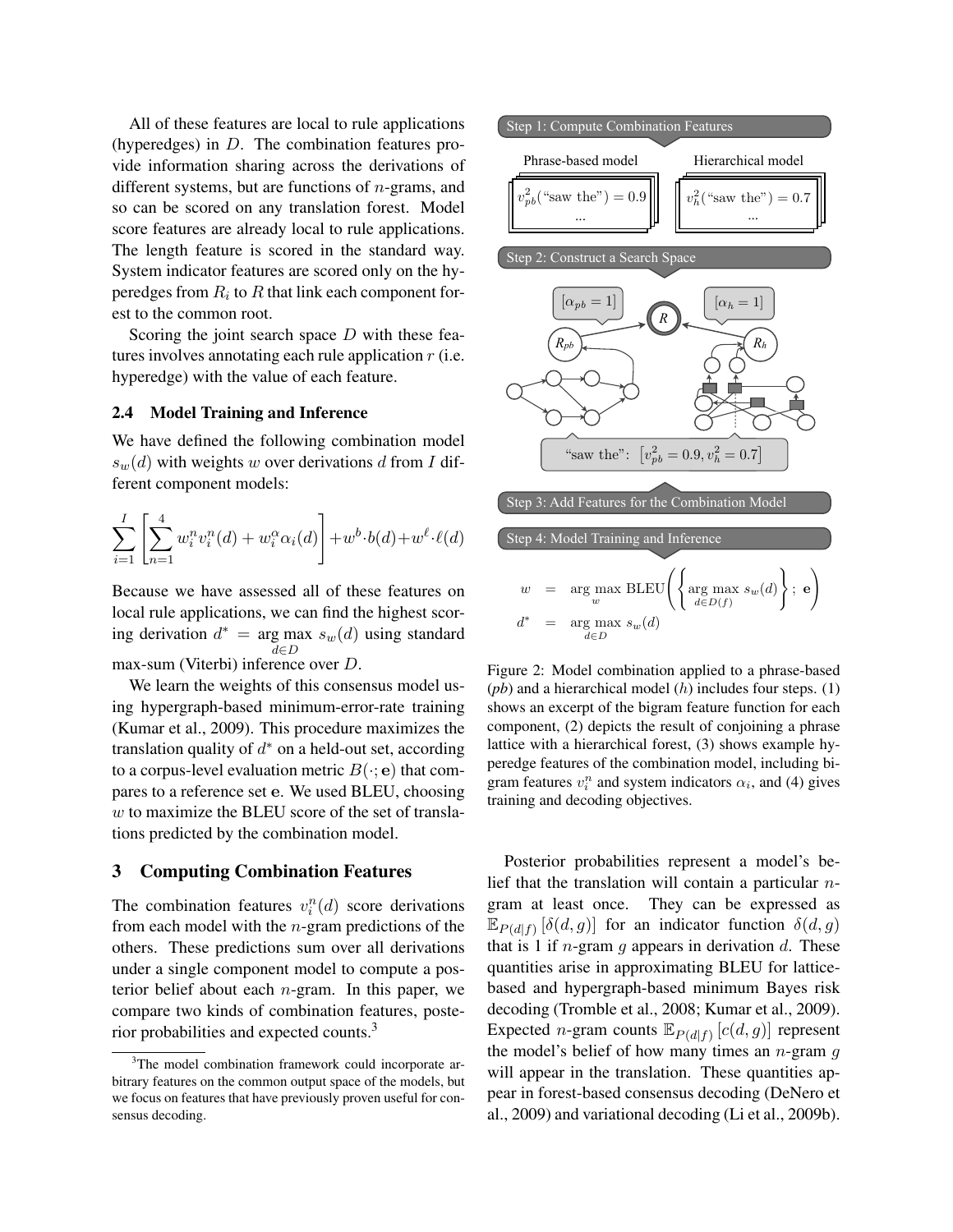All of these features are local to rule applications (hyperedges) in $D$. The combination features provide information sharing across the derivations of different systems, but are functions of $n$-grams, and so can be scored on any translation forest. Model score features are already local to rule applications. The length feature is scored in the standard way. System indicator features are scored only on the hyperedges from $R_i$ to $R$ that link each component forest to the common root.

Scoring the joint search space $D$ with these features involves annotating each rule application $r$ (i.e. hyperedge) with the value of each feature.

### 2.4 Model Training and Inference

We have defined the following combination model $s_w(d)$ with weights $w$ over derivations $d$ from $I$ different component models:

$$\sum_{i=1}^{I} \left[ \sum_{n=1}^{4} w_i^n v_i^n(d) + w_i^\alpha \alpha_i(d) \right] + w^b \cdot b(d) + w^\ell \cdot \ell(d)$$

Because we have assessed all of these features on local rule applications, we can find the highest scoring derivation $d^* = \arg\max_{d \in D} s_w(d)$ using standard max-sum (Viterbi) inference over $D$.

We learn the weights of this consensus model using hypergraph-based minimum-error-rate training (Kumar et al., 2009). This procedure maximizes the translation quality of $d^*$ on a held-out set, according to a corpus-level evaluation metric $B(\cdot; \mathbf{e})$ that compares to a reference set $\mathbf{e}$. We used BLEU, choosing $w$ to maximize the BLEU score of the set of translations predicted by the combination model.

Step 1: Compute Combination Features

Phrase-based model: $v_{pb}^2(\text{"saw the"}) = 0.9$ ...

Hierarchical model: $v_h^2(\text{"saw the"}) = 0.7$ ...

Step 2: Construct a Search Space

$[\alpha_{pb} = 1]$ $[\alpha_h = 1]$

"saw the": $\left[v_{pb}^2 = 0.9, v_h^2 = 0.7\right]$

Step 3: Add Features for the Combination Model

Step 4: Model Training and Inference

$$w = \arg\max_{w} \text{BLEU}\left(\left\{\arg\max_{d \in D(f)} s_w(d)\right\}; \mathbf{e}\right)$$

$$d^* = \arg\max_{d \in D} s_w(d)$$

Figure 2: Model combination applied to a phrase-based ($pb$) and a hierarchical model ($h$) includes four steps. (1) shows an excerpt of the bigram feature function for each component, (2) depicts the result of conjoining a phrase lattice with a hierarchical forest, (3) shows example hyperedge features of the combination model, including bigram features $v_i^n$ and system indicators $\alpha_i$, and (4) gives training and decoding objectives.

## 3 Computing Combination Features

The combination features $v_i^n(d)$ score derivations from each model with the $n$-gram predictions of the others. These predictions sum over all derivations under a single component model to compute a posterior belief about each $n$-gram. In this paper, we compare two kinds of combination features, posterior probabilities and expected counts.[3]

Posterior probabilities represent a model's belief that the translation will contain a particular $n$-gram at least once. They can be expressed as $\mathbb{E}_{P(d|f)}\left[\delta(d, g)\right]$ for an indicator function $\delta(d, g)$ that is 1 if $n$-gram $g$ appears in derivation $d$. These quantities arise in approximating BLEU for lattice-based and hypergraph-based minimum Bayes risk decoding (Tromble et al., 2008; Kumar et al., 2009). Expected $n$-gram counts $\mathbb{E}_{P(d|f)}\left[c(d, g)\right]$ represent the model's belief of how many times an $n$-gram $g$ will appear in the translation. These quantities appear in forest-based consensus decoding (DeNero et al., 2009) and variational decoding (Li et al., 2009b).

[3] The model combination framework could incorporate arbitrary features on the common output space of the models, but we focus on features that have previously proven useful for consensus decoding.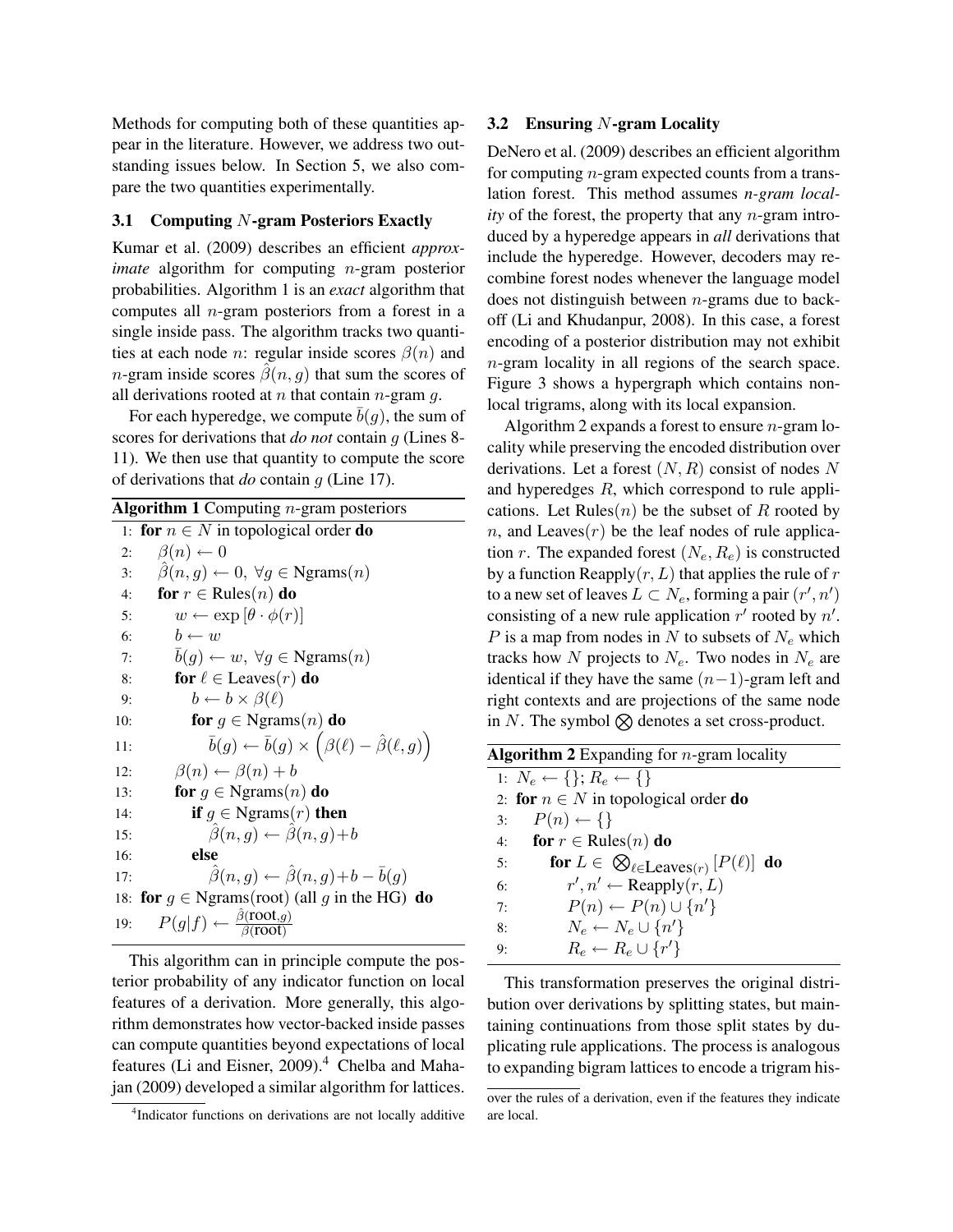Methods for computing both of these quantities appear in the literature. However, we address two outstanding issues below. In Section 5, we also compare the two quantities experimentally.

### 3.1 Computing $N$-gram Posteriors Exactly

Kumar et al. (2009) describes an efficient *approximate* algorithm for computing $n$-gram posterior probabilities. Algorithm 1 is an *exact* algorithm that computes all $n$-gram posteriors from a forest in a single inside pass. The algorithm tracks two quantities at each node $n$: regular inside scores $\beta(n)$ and $n$-gram inside scores $\hat{\beta}(n, g)$ that sum the scores of all derivations rooted at $n$ that contain $n$-gram $g$.

For each hyperedge, we compute $\bar{b}(g)$, the sum of scores for derivations that *do not* contain $g$ (Lines 8-11). We then use that quantity to compute the score of derivations that *do* contain $g$ (Line 17).

**Algorithm 1** Computing $n$-gram posteriors

```
1:  for n ∈ N in topological order do
2:      β(n) ← 0
3:      β̂(n, g) ← 0, ∀g ∈ Ngrams(n)
4:      for r ∈ Rules(n) do
5:          w ← exp[θ · φ(r)]
6:          b ← w
7:          b̄(g) ← w, ∀g ∈ Ngrams(n)
8:          for ℓ ∈ Leaves(r) do
9:              b ← b × β(ℓ)
10:             for g ∈ Ngrams(n) do
11:                 b̄(g) ← b̄(g) × (β(ℓ) − β̂(ℓ, g))
12:         β(n) ← β(n) + b
13:         for g ∈ Ngrams(n) do
14:             if g ∈ Ngrams(r) then
15:                 β̂(n, g) ← β̂(n, g) + b
16:             else
17:                 β̂(n, g) ← β̂(n, g) + b − b̄(g)
18: for g ∈ Ngrams(root) (all g in the HG) do
19:     P(g|f) ← β̂(root, g) / β(root)
```

This algorithm can in principle compute the posterior probability of any indicator function on local features of a derivation. More generally, this algorithm demonstrates how vector-backed inside passes can compute quantities beyond expectations of local features (Li and Eisner, 2009).[4] Chelba and Mahajan (2009) developed a similar algorithm for lattices.

### 3.2 Ensuring $N$-gram Locality

DeNero et al. (2009) describes an efficient algorithm for computing $n$-gram expected counts from a translation forest. This method assumes *$n$-gram locality* of the forest, the property that any $n$-gram introduced by a hyperedge appears in ***all*** derivations that include the hyperedge. However, decoders may recombine forest nodes whenever the language model does not distinguish between $n$-grams due to backoff (Li and Khudanpur, 2008). In this case, a forest encoding of a posterior distribution may not exhibit $n$-gram locality in all regions of the search space. Figure 3 shows a hypergraph which contains non-local trigrams, along with its local expansion.

Algorithm 2 expands a forest to ensure $n$-gram locality while preserving the encoded distribution over derivations. Let a forest $(N, R)$ consist of nodes $N$ and hyperedges $R$, which correspond to rule applications. Let $\text{Rules}(n)$ be the subset of $R$ rooted by $n$, and $\text{Leaves}(r)$ be the leaf nodes of rule application $r$. The expanded forest $(N_e, R_e)$ is constructed by a function $\text{Reapply}(r, L)$ that applies the rule of $r$ to a new set of leaves $L \subset N_e$, forming a pair $(r', n')$ consisting of a new rule application $r'$ rooted by $n'$. $P$ is a map from nodes in $N$ to subsets of $N_e$ which tracks how $N$ projects to $N_e$. Two nodes in $N_e$ are identical if they have the same $(n-1)$-gram left and right contexts and are projections of the same node in $N$. The symbol $\bigotimes$ denotes a set cross-product.

**Algorithm 2** Expanding for $n$-gram locality

```
1: N_e ← {}; R_e ← {}
2: for n ∈ N in topological order do
3:     P(n) ← {}
4:     for r ∈ Rules(n) do
5:         for L ∈ ⊗_{ℓ∈Leaves(r)} [P(ℓ)] do
6:             r', n' ← Reapply(r, L)
7:             P(n) ← P(n) ∪ {n'}
8:             N_e ← N_e ∪ {n'}
9:             R_e ← R_e ∪ {r'}
```

This transformation preserves the original distribution over derivations by splitting states, but maintaining continuations from those split states by duplicating rule applications. The process is analogous to expanding bigram lattices to encode a trigram his-

[4] Indicator functions on derivations are not locally additive over the rules of a derivation, even if the features they indicate are local.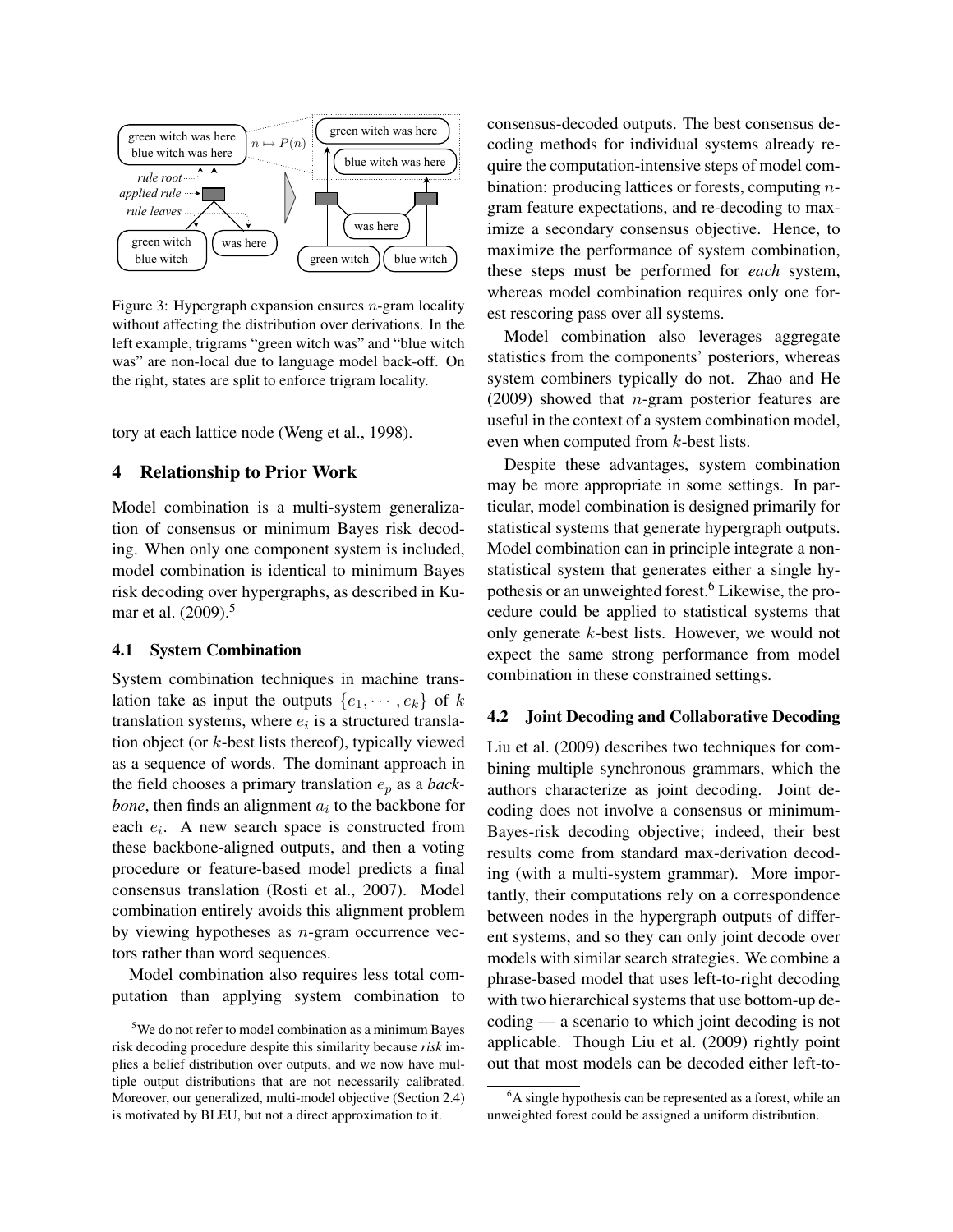Figure 3: Hypergraph expansion ensures $n$-gram locality without affecting the distribution over derivations. In the left example, trigrams "green witch was" and "blue witch was" are non-local due to language model back-off. On the right, states are split to enforce trigram locality.

tory at each lattice node (Weng et al., 1998).

## 4 Relationship to Prior Work

Model combination is a multi-system generalization of consensus or minimum Bayes risk decoding. When only one component system is included, model combination is identical to minimum Bayes risk decoding over hypergraphs, as described in Kumar et al. (2009).[5]

### 4.1 System Combination

System combination techniques in machine translation take as input the outputs $\{e_1, \cdots, e_k\}$ of $k$ translation systems, where $e_i$ is a structured translation object (or $k$-best lists thereof), typically viewed as a sequence of words. The dominant approach in the field chooses a primary translation $e_p$ as a *backbone*, then finds an alignment $a_i$ to the backbone for each $e_i$. A new search space is constructed from these backbone-aligned outputs, and then a voting procedure or feature-based model predicts a final consensus translation (Rosti et al., 2007). Model combination entirely avoids this alignment problem by viewing hypotheses as $n$-gram occurrence vectors rather than word sequences.

Model combination also requires less total computation than applying system combination to consensus-decoded outputs. The best consensus decoding methods for individual systems already require the computation-intensive steps of model combination: producing lattices or forests, computing $n$-gram feature expectations, and re-decoding to maximize a secondary consensus objective. Hence, to maximize the performance of system combination, these steps must be performed for *each* system, whereas model combination requires only one forest rescoring pass over all systems.

Model combination also leverages aggregate statistics from the components' posteriors, whereas system combiners typically do not. Zhao and He (2009) showed that $n$-gram posterior features are useful in the context of a system combination model, even when computed from $k$-best lists.

Despite these advantages, system combination may be more appropriate in some settings. In particular, model combination is designed primarily for statistical systems that generate hypergraph outputs. Model combination can in principle integrate a non-statistical system that generates either a single hypothesis or an unweighted forest.[6] Likewise, the procedure could be applied to statistical systems that only generate $k$-best lists. However, we would not expect the same strong performance from model combination in these constrained settings.

### 4.2 Joint Decoding and Collaborative Decoding

Liu et al. (2009) describes two techniques for combining multiple synchronous grammars, which the authors characterize as joint decoding. Joint decoding does not involve a consensus or minimum-Bayes-risk decoding objective; indeed, their best results come from standard max-derivation decoding (with a multi-system grammar). More importantly, their computations rely on a correspondence between nodes in the hypergraph outputs of different systems, and so they can only joint decode over models with similar search strategies. We combine a phrase-based model that uses left-to-right decoding with two hierarchical systems that use bottom-up decoding — a scenario to which joint decoding is not applicable. Though Liu et al. (2009) rightly point out that most models can be decoded either left-to-

[5] We do not refer to model combination as a minimum Bayes risk decoding procedure despite this similarity because *risk* implies a belief distribution over outputs, and we now have multiple output distributions that are not necessarily calibrated. Moreover, our generalized, multi-model objective (Section 2.4) is motivated by BLEU, but not a direct approximation to it.

[6] A single hypothesis can be represented as a forest, while an unweighted forest could be assigned a uniform distribution.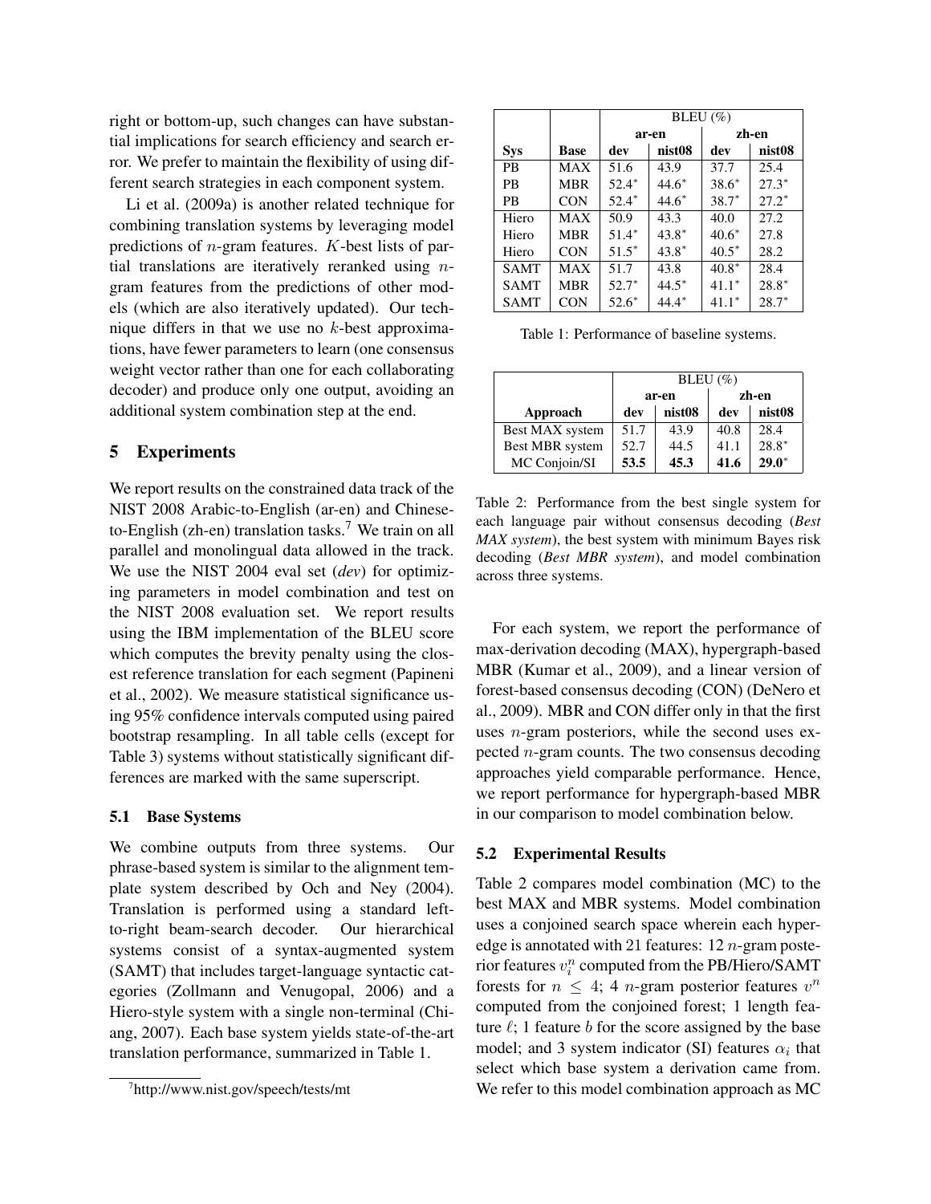right or bottom-up, such changes can have substantial implications for search efficiency and search error. We prefer to maintain the flexibility of using different search strategies in each component system.

Li et al. (2009a) is another related technique for combining translation systems by leveraging model predictions of $n$-gram features. $K$-best lists of partial translations are iteratively reranked using $n$-gram features from the predictions of other models (which are also iteratively updated). Our technique differs in that we use no $k$-best approximations, have fewer parameters to learn (one consensus weight vector rather than one for each collaborating decoder) and produce only one output, avoiding an additional system combination step at the end.

## 5 Experiments

We report results on the constrained data track of the NIST 2008 Arabic-to-English (ar-en) and Chinese-to-English (zh-en) translation tasks.[7] We train on all parallel and monolingual data allowed in the track. We use the NIST 2004 eval set (*dev*) for optimizing parameters in model combination and test on the NIST 2008 evaluation set. We report results using the IBM implementation of the BLEU score which computes the brevity penalty using the closest reference translation for each segment (Papineni et al., 2002). We measure statistical significance using 95% confidence intervals computed using paired bootstrap resampling. In all table cells (except for Table 3) systems without statistically significant differences are marked with the same superscript.

### 5.1 Base Systems

We combine outputs from three systems. Our phrase-based system is similar to the alignment template system described by Och and Ney (2004). Translation is performed using a standard left-to-right beam-search decoder. Our hierarchical systems consist of a syntax-augmented system (SAMT) that includes target-language syntactic categories (Zollmann and Venugopal, 2006) and a Hiero-style system with a single non-terminal (Chiang, 2007). Each base system yields state-of-the-art translation performance, summarized in Table 1.

[7] http://www.nist.gov/speech/tests/mt

| | | BLEU (%) | | | |
|---|---|---|---|---|---|
| | | ar-en | | zh-en | |
| **Sys** | **Base** | **dev** | **nist08** | **dev** | **nist08** |
| PB | MAX | 51.6 | 43.9 | 37.7 | 25.4 |
| PB | MBR | 52.4* | 44.6* | 38.6* | 27.3* |
| PB | CON | 52.4* | 44.6* | 38.7* | 27.2* |
| Hiero | MAX | 50.9 | 43.3 | 40.0 | 27.2 |
| Hiero | MBR | 51.4* | 43.8* | 40.6* | 27.8 |
| Hiero | CON | 51.5* | 43.8* | 40.5* | 28.2 |
| SAMT | MAX | 51.7 | 43.8 | 40.8* | 28.4 |
| SAMT | MBR | 52.7* | 44.5* | 41.1* | 28.8* |
| SAMT | CON | 52.6* | 44.4* | 41.1* | 28.7* |

Table 1: Performance of baseline systems.

| | BLEU (%) | | | |
|---|---|---|---|---|
| | ar-en | | zh-en | |
| **Approach** | **dev** | **nist08** | **dev** | **nist08** |
| Best MAX system | 51.7 | 43.9 | 40.8 | 28.4 |
| Best MBR system | 52.7 | 44.5 | 41.1 | 28.8* |
| MC Conjoin/SI | **53.5** | **45.3** | **41.6** | **29.0*** |

Table 2: Performance from the best single system for each language pair without consensus decoding (*Best MAX system*), the best system with minimum Bayes risk decoding (*Best MBR system*), and model combination across three systems.

For each system, we report the performance of max-derivation decoding (MAX), hypergraph-based MBR (Kumar et al., 2009), and a linear version of forest-based consensus decoding (CON) (DeNero et al., 2009). MBR and CON differ only in that the first uses $n$-gram posteriors, while the second uses expected $n$-gram counts. The two consensus decoding approaches yield comparable performance. Hence, we report performance for hypergraph-based MBR in our comparison to model combination below.

### 5.2 Experimental Results

Table 2 compares model combination (MC) to the best MAX and MBR systems. Model combination uses a conjoined search space wherein each hyperedge is annotated with 21 features: 12 $n$-gram posterior features $v_i^n$ computed from the PB/Hiero/SAMT forests for $n \leq 4$; 4 $n$-gram posterior features $v^n$ computed from the conjoined forest; 1 length feature $\ell$; 1 feature $b$ for the score assigned by the base model; and 3 system indicator (SI) features $\alpha_i$ that select which base system a derivation came from. We refer to this model combination approach as MC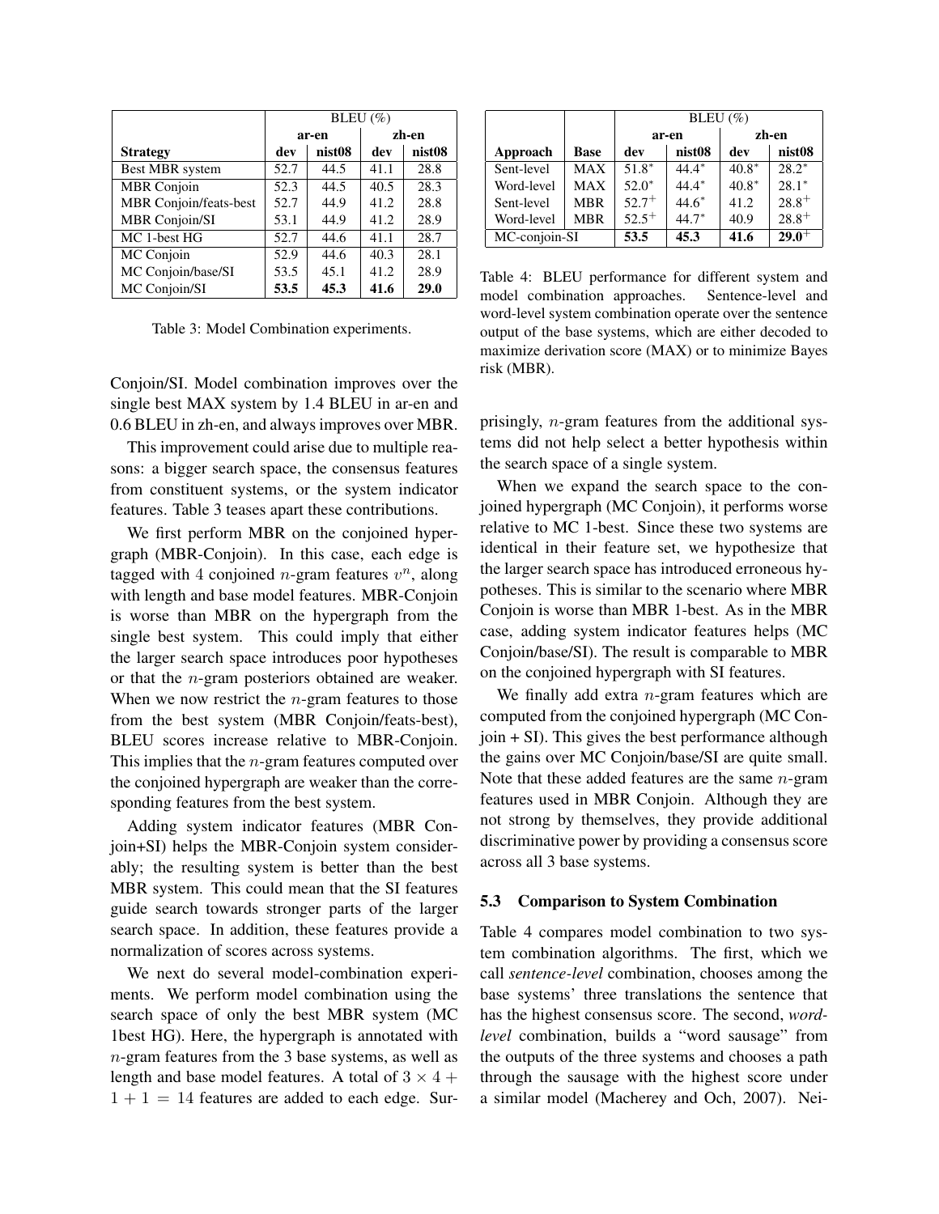| | BLEU (%) | | | |
|---|---|---|---|---|
| | ar-en | | zh-en | |
| **Strategy** | **dev** | **nist08** | **dev** | **nist08** |
| Best MBR system | 52.7 | 44.5 | 41.1 | 28.8 |
| MBR Conjoin | 52.3 | 44.5 | 40.5 | 28.3 |
| MBR Conjoin/feats-best | 52.7 | 44.9 | 41.2 | 28.8 |
| MBR Conjoin/SI | 53.1 | 44.9 | 41.2 | 28.9 |
| MC 1-best HG | 52.7 | 44.6 | 41.1 | 28.7 |
| MC Conjoin | 52.9 | 44.6 | 40.3 | 28.1 |
| MC Conjoin/base/SI | 53.5 | 45.1 | 41.2 | 28.9 |
| MC Conjoin/SI | **53.5** | **45.3** | **41.6** | **29.0** |

Table 3: Model Combination experiments.

Conjoin/SI. Model combination improves over the single best MAX system by 1.4 BLEU in ar-en and 0.6 BLEU in zh-en, and always improves over MBR.

This improvement could arise due to multiple reasons: a bigger search space, the consensus features from constituent systems, or the system indicator features. Table 3 teases apart these contributions.

We first perform MBR on the conjoined hypergraph (MBR-Conjoin). In this case, each edge is tagged with 4 conjoined $n$-gram features $v^n$, along with length and base model features. MBR-Conjoin is worse than MBR on the hypergraph from the single best system. This could imply that either the larger search space introduces poor hypotheses or that the $n$-gram posteriors obtained are weaker. When we now restrict the $n$-gram features to those from the best system (MBR Conjoin/feats-best), BLEU scores increase relative to MBR-Conjoin. This implies that the $n$-gram features computed over the conjoined hypergraph are weaker than the corresponding features from the best system.

Adding system indicator features (MBR Conjoin+SI) helps the MBR-Conjoin system considerably; the resulting system is better than the best MBR system. This could mean that the SI features guide search towards stronger parts of the larger search space. In addition, these features provide a normalization of scores across systems.

We next do several model-combination experiments. We perform model combination using the search space of only the best MBR system (MC 1best HG). Here, the hypergraph is annotated with $n$-gram features from the 3 base systems, as well as length and base model features. A total of $3 \times 4 + 1 + 1 = 14$ features are added to each edge. Surprisingly, $n$-gram features from the additional systems did not help select a better hypothesis within the search space of a single system.

When we expand the search space to the conjoined hypergraph (MC Conjoin), it performs worse relative to MC 1-best. Since these two systems are identical in their feature set, we hypothesize that the larger search space has introduced erroneous hypotheses. This is similar to the scenario where MBR Conjoin is worse than MBR 1-best. As in the MBR case, adding system indicator features helps (MC Conjoin/base/SI). The result is comparable to MBR on the conjoined hypergraph with SI features.

We finally add extra $n$-gram features which are computed from the conjoined hypergraph (MC Conjoin + SI). This gives the best performance although the gains over MC Conjoin/base/SI are quite small. Note that these added features are the same $n$-gram features used in MBR Conjoin. Although they are not strong by themselves, they provide additional discriminative power by providing a consensus score across all 3 base systems.

| | | BLEU (%) | | | |
|---|---|---|---|---|---|
| | | ar-en | | zh-en | |
| **Approach** | **Base** | **dev** | **nist08** | **dev** | **nist08** |
| Sent-level | MAX | $51.8^{*}$ | $44.4^{*}$ | $40.8^{*}$ | $28.2^{*}$ |
| Word-level | MAX | $52.0^{*}$ | $44.4^{*}$ | $40.8^{*}$ | $28.1^{*}$ |
| Sent-level | MBR | $52.7^{+}$ | $44.6^{*}$ | 41.2 | $28.8^{+}$ |
| Word-level | MBR | $52.5^{+}$ | $44.7^{*}$ | 40.9 | $28.8^{+}$ |
| MC-conjoin-SI | | **53.5** | **45.3** | **41.6** | $\mathbf{29.0}^{+}$ |

Table 4: BLEU performance for different system and model combination approaches. Sentence-level and word-level system combination operate over the sentence output of the base systems, which are either decoded to maximize derivation score (MAX) or to minimize Bayes risk (MBR).

### 5.3 Comparison to System Combination

Table 4 compares model combination to two system combination algorithms. The first, which we call *sentence-level* combination, chooses among the base systems' three translations the sentence that has the highest consensus score. The second, *word-level* combination, builds a "word sausage" from the outputs of the three systems and chooses a path through the sausage with the highest score under a similar model (Macherey and Och, 2007). Nei-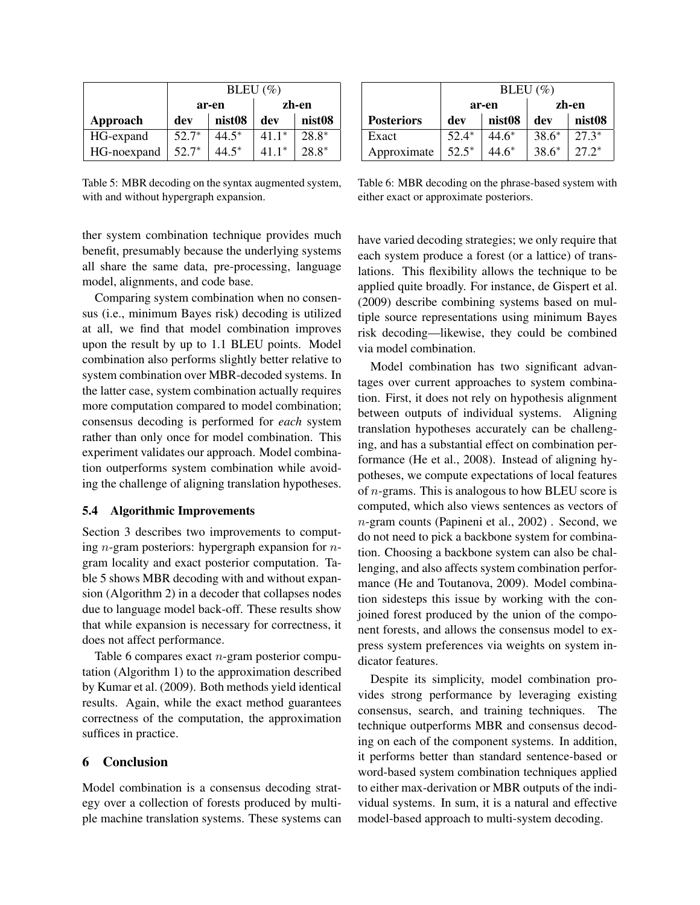|  | BLEU (%) |  |  |  |
|---|---|---|---|---|
|  | **ar-en** |  | **zh-en** |  |
| **Approach** | **dev** | **nist08** | **dev** | **nist08** |
| HG-expand | $52.7^*$ | $44.5^*$ | $41.1^*$ | $28.8^*$ |
| HG-noexpand | $52.7^*$ | $44.5^*$ | $41.1^*$ | $28.8^*$ |

Table 5: MBR decoding on the syntax augmented system, with and without hypergraph expansion.

|  | BLEU (%) |  |  |  |
|---|---|---|---|---|
|  | **ar-en** |  | **zh-en** |  |
| **Posteriors** | **dev** | **nist08** | **dev** | **nist08** |
| Exact | $52.4^*$ | $44.6^*$ | $38.6^*$ | $27.3^*$ |
| Approximate | $52.5^*$ | $44.6^*$ | $38.6^*$ | $27.2^*$ |

Table 6: MBR decoding on the phrase-based system with either exact or approximate posteriors.

ther system combination technique provides much benefit, presumably because the underlying systems all share the same data, pre-processing, language model, alignments, and code base.

Comparing system combination when no consensus (i.e., minimum Bayes risk) decoding is utilized at all, we find that model combination improves upon the result by up to 1.1 BLEU points. Model combination also performs slightly better relative to system combination over MBR-decoded systems. In the latter case, system combination actually requires more computation compared to model combination; consensus decoding is performed for *each* system rather than only once for model combination. This experiment validates our approach. Model combination outperforms system combination while avoiding the challenge of aligning translation hypotheses.

### 5.4 Algorithmic Improvements

Section 3 describes two improvements to computing $n$-gram posteriors: hypergraph expansion for $n$-gram locality and exact posterior computation. Table 5 shows MBR decoding with and without expansion (Algorithm 2) in a decoder that collapses nodes due to language model back-off. These results show that while expansion is necessary for correctness, it does not affect performance.

Table 6 compares exact $n$-gram posterior computation (Algorithm 1) to the approximation described by Kumar et al. (2009). Both methods yield identical results. Again, while the exact method guarantees correctness of the computation, the approximation suffices in practice.

## 6 Conclusion

Model combination is a consensus decoding strategy over a collection of forests produced by multiple machine translation systems. These systems can have varied decoding strategies; we only require that each system produce a forest (or a lattice) of translations. This flexibility allows the technique to be applied quite broadly. For instance, de Gispert et al. (2009) describe combining systems based on multiple source representations using minimum Bayes risk decoding—likewise, they could be combined via model combination.

Model combination has two significant advantages over current approaches to system combination. First, it does not rely on hypothesis alignment between outputs of individual systems. Aligning translation hypotheses accurately can be challenging, and has a substantial effect on combination performance (He et al., 2008). Instead of aligning hypotheses, we compute expectations of local features of $n$-grams. This is analogous to how BLEU score is computed, which also views sentences as vectors of $n$-gram counts (Papineni et al., 2002) . Second, we do not need to pick a backbone system for combination. Choosing a backbone system can also be challenging, and also affects system combination performance (He and Toutanova, 2009). Model combination sidesteps this issue by working with the conjoined forest produced by the union of the component forests, and allows the consensus model to express system preferences via weights on system indicator features.

Despite its simplicity, model combination provides strong performance by leveraging existing consensus, search, and training techniques. The technique outperforms MBR and consensus decoding on each of the component systems. In addition, it performs better than standard sentence-based or word-based system combination techniques applied to either max-derivation or MBR outputs of the individual systems. In sum, it is a natural and effective model-based approach to multi-system decoding.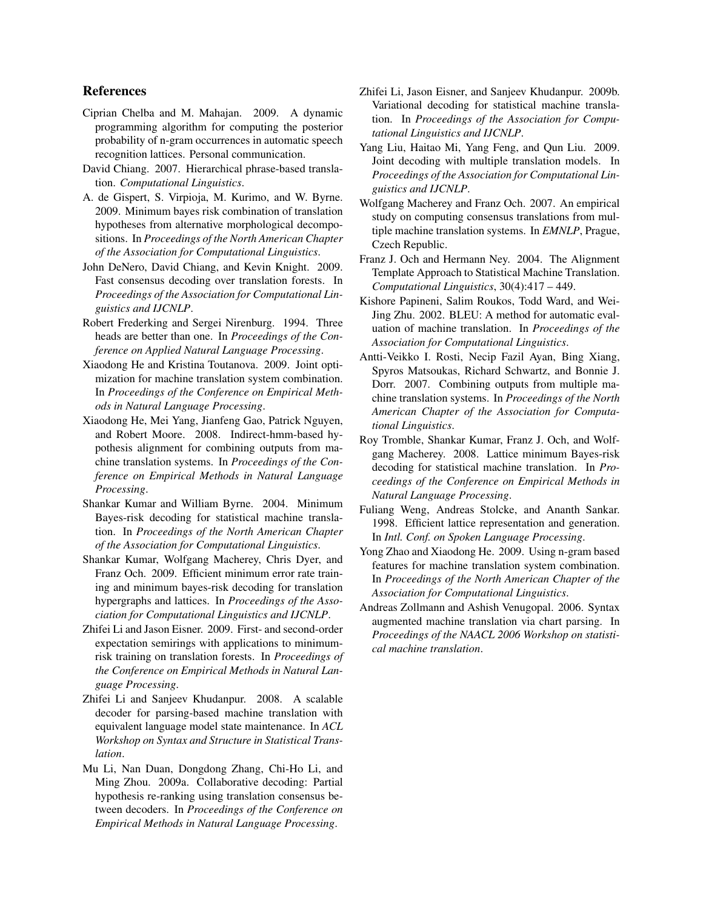## References

Ciprian Chelba and M. Mahajan. 2009. A dynamic programming algorithm for computing the posterior probability of n-gram occurrences in automatic speech recognition lattices. Personal communication.

David Chiang. 2007. Hierarchical phrase-based translation. *Computational Linguistics*.

A. de Gispert, S. Virpioja, M. Kurimo, and W. Byrne. 2009. Minimum bayes risk combination of translation hypotheses from alternative morphological decompositions. In *Proceedings of the North American Chapter of the Association for Computational Linguistics*.

John DeNero, David Chiang, and Kevin Knight. 2009. Fast consensus decoding over translation forests. In *Proceedings of the Association for Computational Linguistics and IJCNLP*.

Robert Frederking and Sergei Nirenburg. 1994. Three heads are better than one. In *Proceedings of the Conference on Applied Natural Language Processing*.

Xiaodong He and Kristina Toutanova. 2009. Joint optimization for machine translation system combination. In *Proceedings of the Conference on Empirical Methods in Natural Language Processing*.

Xiaodong He, Mei Yang, Jianfeng Gao, Patrick Nguyen, and Robert Moore. 2008. Indirect-hmm-based hypothesis alignment for combining outputs from machine translation systems. In *Proceedings of the Conference on Empirical Methods in Natural Language Processing*.

Shankar Kumar and William Byrne. 2004. Minimum Bayes-risk decoding for statistical machine translation. In *Proceedings of the North American Chapter of the Association for Computational Linguistics*.

Shankar Kumar, Wolfgang Macherey, Chris Dyer, and Franz Och. 2009. Efficient minimum error rate training and minimum bayes-risk decoding for translation hypergraphs and lattices. In *Proceedings of the Association for Computational Linguistics and IJCNLP*.

Zhifei Li and Jason Eisner. 2009. First- and second-order expectation semirings with applications to minimum-risk training on translation forests. In *Proceedings of the Conference on Empirical Methods in Natural Language Processing*.

Zhifei Li and Sanjeev Khudanpur. 2008. A scalable decoder for parsing-based machine translation with equivalent language model state maintenance. In *ACL Workshop on Syntax and Structure in Statistical Translation*.

Mu Li, Nan Duan, Dongdong Zhang, Chi-Ho Li, and Ming Zhou. 2009a. Collaborative decoding: Partial hypothesis re-ranking using translation consensus between decoders. In *Proceedings of the Conference on Empirical Methods in Natural Language Processing*.

Zhifei Li, Jason Eisner, and Sanjeev Khudanpur. 2009b. Variational decoding for statistical machine translation. In *Proceedings of the Association for Computational Linguistics and IJCNLP*.

Yang Liu, Haitao Mi, Yang Feng, and Qun Liu. 2009. Joint decoding with multiple translation models. In *Proceedings of the Association for Computational Linguistics and IJCNLP*.

Wolfgang Macherey and Franz Och. 2007. An empirical study on computing consensus translations from multiple machine translation systems. In *EMNLP*, Prague, Czech Republic.

Franz J. Och and Hermann Ney. 2004. The Alignment Template Approach to Statistical Machine Translation. *Computational Linguistics*, 30(4):417 – 449.

Kishore Papineni, Salim Roukos, Todd Ward, and Wei-Jing Zhu. 2002. BLEU: A method for automatic evaluation of machine translation. In *Proceedings of the Association for Computational Linguistics*.

Antti-Veikko I. Rosti, Necip Fazil Ayan, Bing Xiang, Spyros Matsoukas, Richard Schwartz, and Bonnie J. Dorr. 2007. Combining outputs from multiple machine translation systems. In *Proceedings of the North American Chapter of the Association for Computational Linguistics*.

Roy Tromble, Shankar Kumar, Franz J. Och, and Wolfgang Macherey. 2008. Lattice minimum Bayes-risk decoding for statistical machine translation. In *Proceedings of the Conference on Empirical Methods in Natural Language Processing*.

Fuliang Weng, Andreas Stolcke, and Ananth Sankar. 1998. Efficient lattice representation and generation. In *Intl. Conf. on Spoken Language Processing*.

Yong Zhao and Xiaodong He. 2009. Using n-gram based features for machine translation system combination. In *Proceedings of the North American Chapter of the Association for Computational Linguistics*.

Andreas Zollmann and Ashish Venugopal. 2006. Syntax augmented machine translation via chart parsing. In *Proceedings of the NAACL 2006 Workshop on statistical machine translation*.